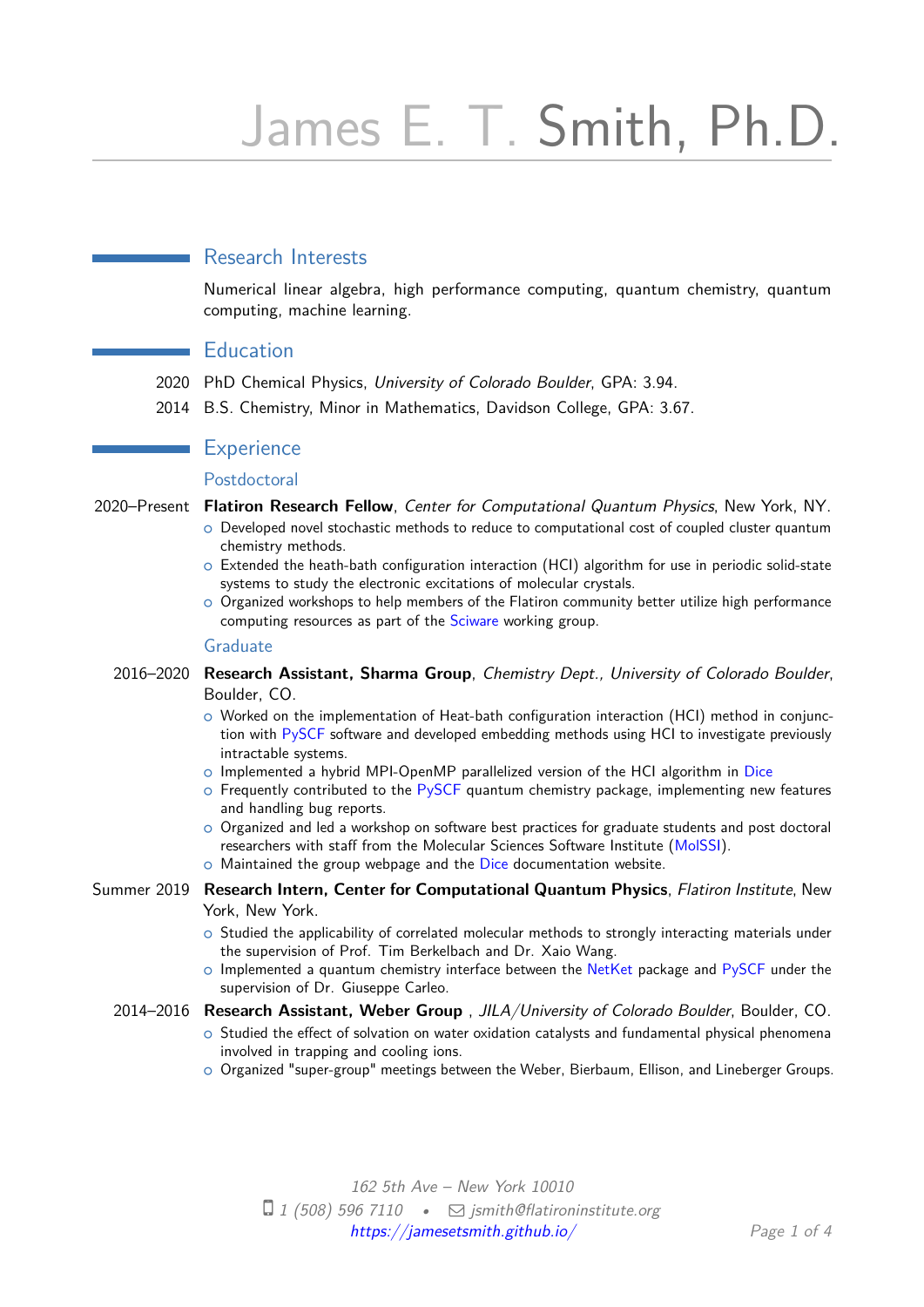# James E. T. Smith, Ph.D.

## Research Interests

Numerical linear algebra, high performance computing, quantum chemistry, quantum computing, machine learning.

## Education

2020 PhD Chemical Physics, *University of Colorado Boulder*, GPA: 3.94.

2014 B.S. Chemistry, Minor in Mathematics, Davidson College, GPA: 3.67.

## Experience

### Postdoctoral

2020–Present **Flatiron Research Fellow**, *Center for Computational Quantum Physics*, New York, NY.

- Developed novel stochastic methods to reduce to computational cost of coupled cluster quantum chemistry methods.
- Extended the heath-bath configuration interaction (HCI) algorithm for use in periodic solid-state systems to study the electronic excitations of molecular crystals.
- Organized workshops to help members of the Flatiron community better utilize high performance computing resources as part of the Sciware working group.

### Graduate

2016–2020 **Research Assistant, Sharma Group**, *Chemistry Dept., University of Colorado Boulder*, Boulder, CO.

- Worked on the implementation of Heat-bath configuration interaction (HCI) method in conjunction with PySCF software and developed embedding methods using HCI to investigate previously intractable systems.
- Implemented a hybrid MPI-OpenMP parallelized version of the HCI algorithm in Dice
- Frequently contributed to the PySCF quantum chemistry package, implementing new features and handling bug reports.
- Organized and led a workshop on software best practices for graduate students and post doctoral researchers with staff from the Molecular Sciences Software Institute (MolSSI).
- Maintained the group webpage and the Dice documentation website.

Summer 2019 **Research Intern, Center for Computational Quantum Physics**, *Flatiron Institute*, New York, New York.

- Studied the applicability of correlated molecular methods to strongly interacting materials under the supervision of Prof. Tim Berkelbach and Dr. Xaio Wang.
- Implemented a quantum chemistry interface between the NetKet package and PySCF under the supervision of Dr. Giuseppe Carleo.

2014–2016 **Research Assistant, Weber Group** , *JILA/University of Colorado Boulder*, Boulder, CO.

- Studied the effect of solvation on water oxidation catalysts and fundamental physical phenomena involved in trapping and cooling ions.
- Organized "super-group" meetings between the Weber, Bierbaum, Ellison, and Lineberger Groups.

*162 5th Ave – New York 10010*

1 (508) 596 7110 • jsmith@flatironinstitute.org

https://jamesetsmith.github.io/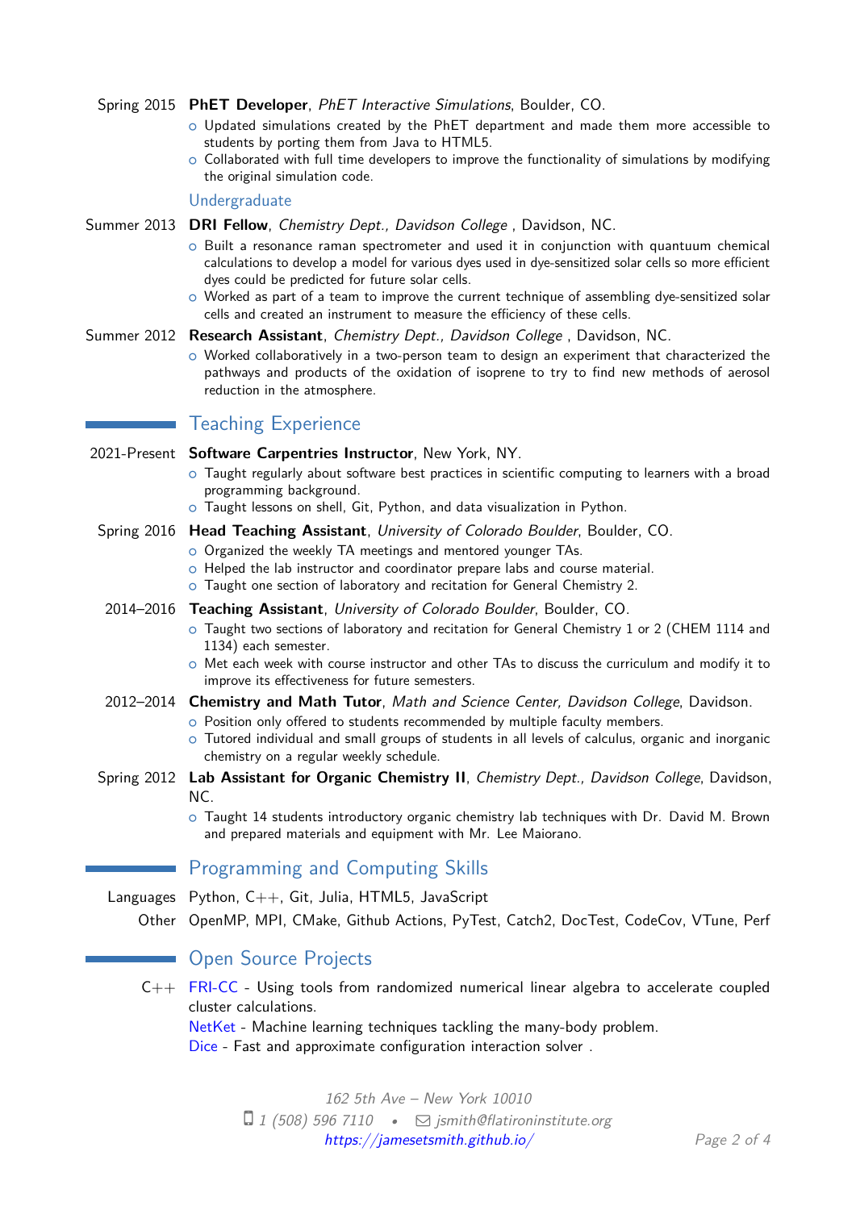Spring 2015 **PhET Developer**, *PhET Interactive Simulations*, Boulder, CO.
- Updated simulations created by the PhET department and made them more accessible to students by porting them from Java to HTML5.
- Collaborated with full time developers to improve the functionality of simulations by modifying the original simulation code.

### Undergraduate

Summer 2013 **DRI Fellow**, *Chemistry Dept., Davidson College* , Davidson, NC.
- Built a resonance raman spectrometer and used it in conjunction with quantuum chemical calculations to develop a model for various dyes used in dye-sensitized solar cells so more efficient dyes could be predicted for future solar cells.
- Worked as part of a team to improve the current technique of assembling dye-sensitized solar cells and created an instrument to measure the efficiency of these cells.

Summer 2012 **Research Assistant**, *Chemistry Dept., Davidson College* , Davidson, NC.
- Worked collaboratively in a two-person team to design an experiment that characterized the pathways and products of the oxidation of isoprene to try to find new methods of aerosol reduction in the atmosphere.

## Teaching Experience

2021-Present **Software Carpentries Instructor**, New York, NY.
- Taught regularly about software best practices in scientific computing to learners with a broad programming background.
- Taught lessons on shell, Git, Python, and data visualization in Python.

Spring 2016 **Head Teaching Assistant**, *University of Colorado Boulder*, Boulder, CO.
- Organized the weekly TA meetings and mentored younger TAs.
- Helped the lab instructor and coordinator prepare labs and course material.
- Taught one section of laboratory and recitation for General Chemistry 2.

2014–2016 **Teaching Assistant**, *University of Colorado Boulder*, Boulder, CO.
- Taught two sections of laboratory and recitation for General Chemistry 1 or 2 (CHEM 1114 and 1134) each semester.
- Met each week with course instructor and other TAs to discuss the curriculum and modify it to improve its effectiveness for future semesters.

2012–2014 **Chemistry and Math Tutor**, *Math and Science Center, Davidson College*, Davidson.
- Position only offered to students recommended by multiple faculty members.
- Tutored individual and small groups of students in all levels of calculus, organic and inorganic chemistry on a regular weekly schedule.

Spring 2012 **Lab Assistant for Organic Chemistry II**, *Chemistry Dept., Davidson College*, Davidson, NC.
- Taught 14 students introductory organic chemistry lab techniques with Dr. David M. Brown and prepared materials and equipment with Mr. Lee Maiorano.

## Programming and Computing Skills

Languages Python, C++, Git, Julia, HTML5, JavaScript

Other OpenMP, MPI, CMake, Github Actions, PyTest, Catch2, DocTest, CodeCov, VTune, Perf

## Open Source Projects

C++ FRI-CC - Using tools from randomized numerical linear algebra to accelerate coupled cluster calculations.
NetKet - Machine learning techniques tackling the many-body problem.
Dice - Fast and approximate configuration interaction solver .

162 5th Ave – New York 10010
1 (508) 596 7110 • jsmith@flatironinstitute.org
https://jamesetsmith.github.io/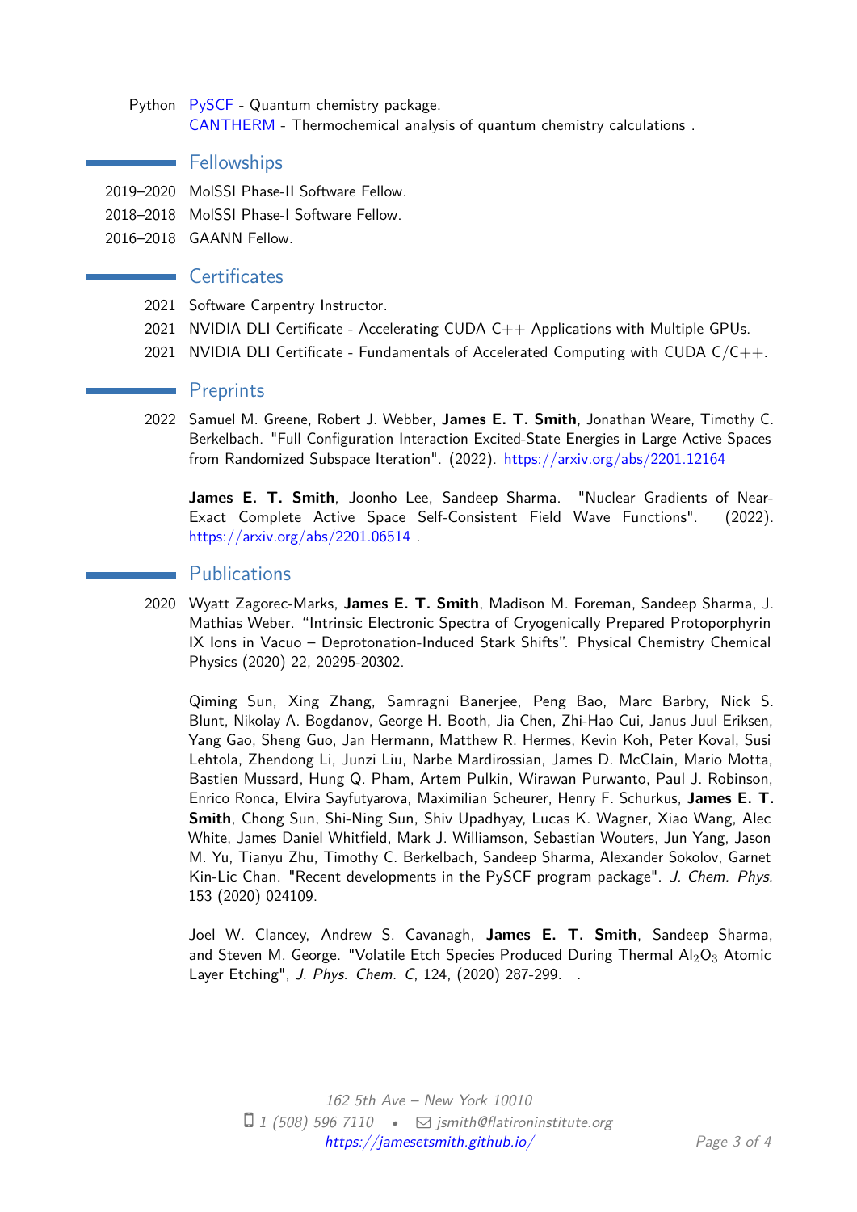Python [PySCF](PySCF) - Quantum chemistry package.
[CANTHERM](CANTHERM) - Thermochemical analysis of quantum chemistry calculations .

## Fellowships

2019–2020 MolSSI Phase-II Software Fellow.

2018–2018 MolSSI Phase-I Software Fellow.

2016–2018 GAANN Fellow.

## Certificates

2021 Software Carpentry Instructor.

2021 NVIDIA DLI Certificate - Accelerating CUDA C++ Applications with Multiple GPUs.

2021 NVIDIA DLI Certificate - Fundamentals of Accelerated Computing with CUDA C/C++.

## Preprints

2022 Samuel M. Greene, Robert J. Webber, **James E. T. Smith**, Jonathan Weare, Timothy C. Berkelbach. "Full Configuration Interaction Excited-State Energies in Large Active Spaces from Randomized Subspace Iteration". (2022). https://arxiv.org/abs/2201.12164

**James E. T. Smith**, Joonho Lee, Sandeep Sharma. "Nuclear Gradients of Near-Exact Complete Active Space Self-Consistent Field Wave Functions". (2022). https://arxiv.org/abs/2201.06514 .

## Publications

2020 Wyatt Zagorec-Marks, **James E. T. Smith**, Madison M. Foreman, Sandeep Sharma, J. Mathias Weber. "Intrinsic Electronic Spectra of Cryogenically Prepared Protoporphyrin IX Ions in Vacuo – Deprotonation-Induced Stark Shifts". Physical Chemistry Chemical Physics (2020) 22, 20295-20302.

Qiming Sun, Xing Zhang, Samragni Banerjee, Peng Bao, Marc Barbry, Nick S. Blunt, Nikolay A. Bogdanov, George H. Booth, Jia Chen, Zhi-Hao Cui, Janus Juul Eriksen, Yang Gao, Sheng Guo, Jan Hermann, Matthew R. Hermes, Kevin Koh, Peter Koval, Susi Lehtola, Zhendong Li, Junzi Liu, Narbe Mardirossian, James D. McClain, Mario Motta, Bastien Mussard, Hung Q. Pham, Artem Pulkin, Wirawan Purwanto, Paul J. Robinson, Enrico Ronca, Elvira Sayfutyarova, Maximilian Scheurer, Henry F. Schurkus, **James E. T. Smith**, Chong Sun, Shi-Ning Sun, Shiv Upadhyay, Lucas K. Wagner, Xiao Wang, Alec White, James Daniel Whitfield, Mark J. Williamson, Sebastian Wouters, Jun Yang, Jason M. Yu, Tianyu Zhu, Timothy C. Berkelbach, Sandeep Sharma, Alexander Sokolov, Garnet Kin-Lic Chan. "Recent developments in the PySCF program package". *J. Chem. Phys.* 153 (2020) 024109.

Joel W. Clancey, Andrew S. Cavanagh, **James E. T. Smith**, Sandeep Sharma, and Steven M. George. "Volatile Etch Species Produced During Thermal $Al_2O_3$ Atomic Layer Etching", *J. Phys. Chem. C*, 124, (2020) 287-299. .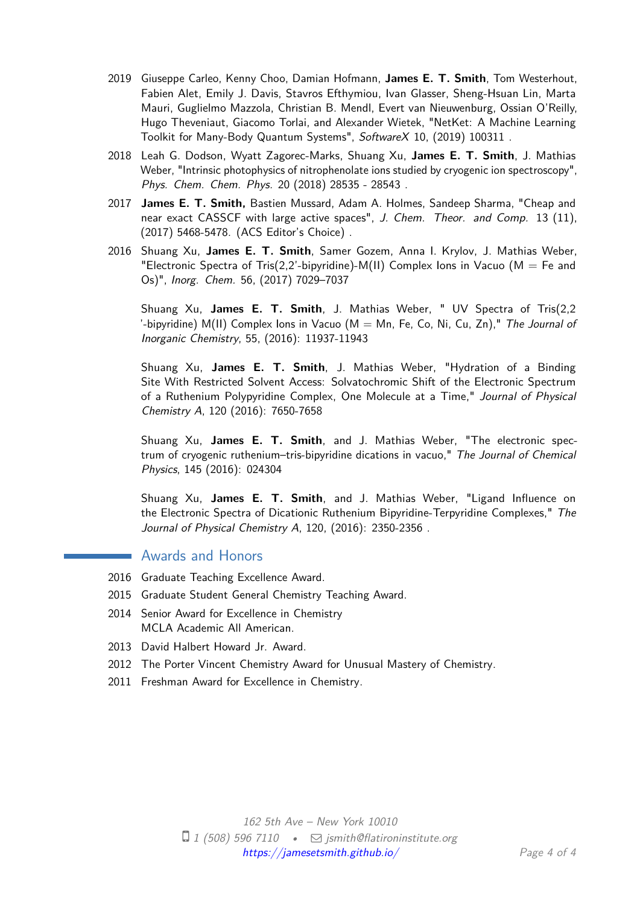2019 Giuseppe Carleo, Kenny Choo, Damian Hofmann, **James E. T. Smith**, Tom Westerhout, Fabien Alet, Emily J. Davis, Stavros Efthymiou, Ivan Glasser, Sheng-Hsuan Lin, Marta Mauri, Guglielmo Mazzola, Christian B. Mendl, Evert van Nieuwenburg, Ossian O'Reilly, Hugo Theveniaut, Giacomo Torlai, and Alexander Wietek, "NetKet: A Machine Learning Toolkit for Many-Body Quantum Systems", *SoftwareX* 10, (2019) 100311 .

2018 Leah G. Dodson, Wyatt Zagorec-Marks, Shuang Xu, **James E. T. Smith**, J. Mathias Weber, "Intrinsic photophysics of nitrophenolate ions studied by cryogenic ion spectroscopy", *Phys. Chem. Chem. Phys.* 20 (2018) 28535 - 28543 .

2017 **James E. T. Smith,** Bastien Mussard, Adam A. Holmes, Sandeep Sharma, "Cheap and near exact CASSCF with large active spaces", *J. Chem. Theor. and Comp.* 13 (11), (2017) 5468-5478. (ACS Editor's Choice) .

2016 Shuang Xu, **James E. T. Smith**, Samer Gozem, Anna I. Krylov, J. Mathias Weber, "Electronic Spectra of Tris(2,2'-bipyridine)-M(II) Complex Ions in Vacuo (M = Fe and Os)", *Inorg. Chem.* 56, (2017) 7029–7037

Shuang Xu, **James E. T. Smith**, J. Mathias Weber, " UV Spectra of Tris(2,2 '-bipyridine) M(II) Complex Ions in Vacuo (M = Mn, Fe, Co, Ni, Cu, Zn)," *The Journal of Inorganic Chemistry*, 55, (2016): 11937-11943

Shuang Xu, **James E. T. Smith**, J. Mathias Weber, "Hydration of a Binding Site With Restricted Solvent Access: Solvatochromic Shift of the Electronic Spectrum of a Ruthenium Polypyridine Complex, One Molecule at a Time," *Journal of Physical Chemistry A*, 120 (2016): 7650-7658

Shuang Xu, **James E. T. Smith**, and J. Mathias Weber, "The electronic spectrum of cryogenic ruthenium–tris-bipyridine dications in vacuo," *The Journal of Chemical Physics*, 145 (2016): 024304

Shuang Xu, **James E. T. Smith**, and J. Mathias Weber, "Ligand Influence on the Electronic Spectra of Dicationic Ruthenium Bipyridine-Terpyridine Complexes," *The Journal of Physical Chemistry A*, 120, (2016): 2350-2356 .

## Awards and Honors

2016 Graduate Teaching Excellence Award.

2015 Graduate Student General Chemistry Teaching Award.

2014 Senior Award for Excellence in Chemistry
MCLA Academic All American.

2013 David Halbert Howard Jr. Award.

2012 The Porter Vincent Chemistry Award for Unusual Mastery of Chemistry.

2011 Freshman Award for Excellence in Chemistry.

*162 5th Ave – New York 10010*
*1 (508) 596 7110 • jsmith@flatironinstitute.org*
*https://jamesetsmith.github.io/*